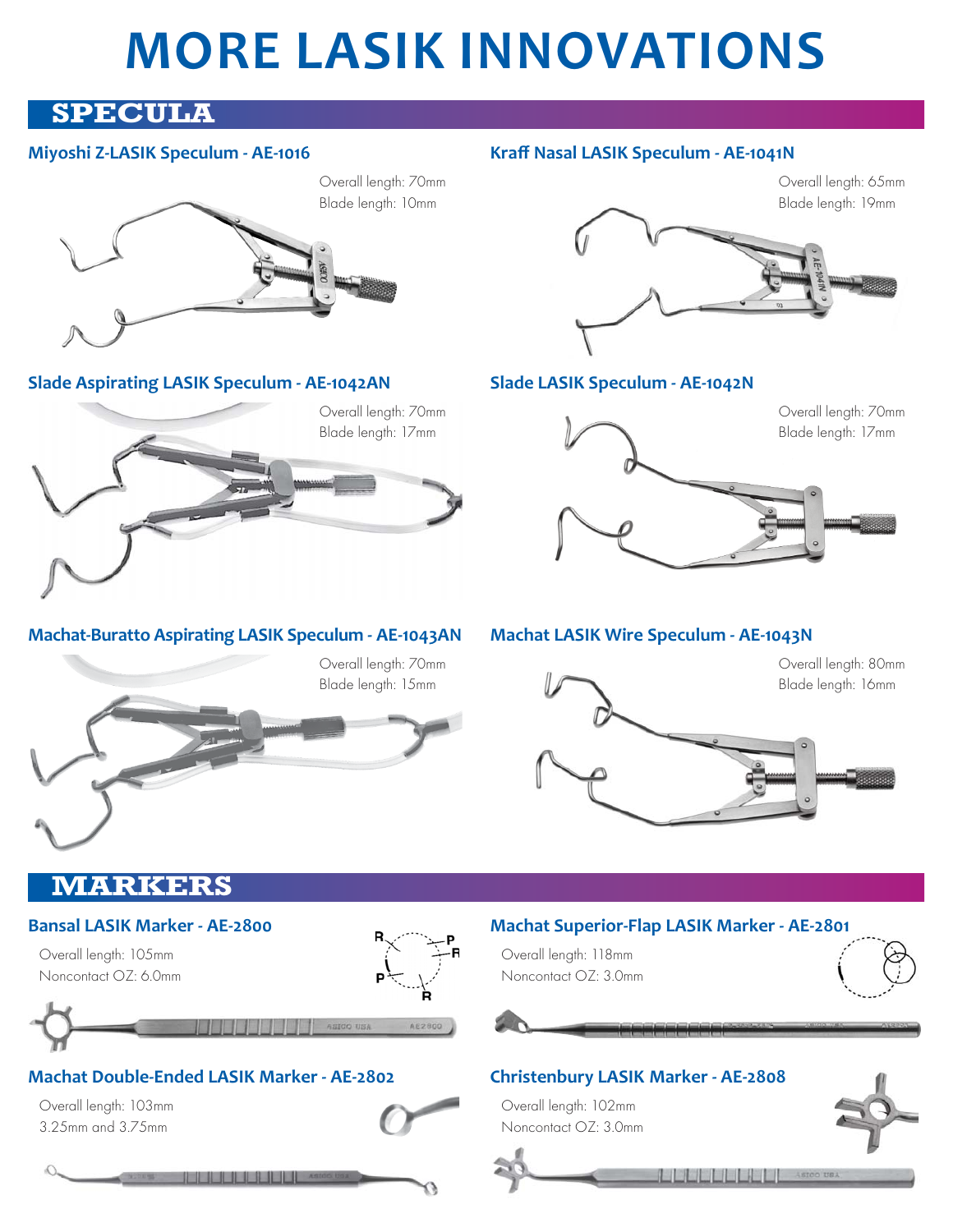# MORE LASIK INNOVATIONS

## SPECULA

### Miyoshi Z-LASIK Speculum - AE-1016

Overall length: 70mm
Blade length: 10mm

### Kraff Nasal LASIK Speculum - AE-1041N

Overall length: 65mm
Blade length: 19mm

### Slade Aspirating LASIK Speculum - AE-1042AN

Overall length: 70mm
Blade length: 17mm

### Slade LASIK Speculum - AE-1042N

Overall length: 70mm
Blade length: 17mm

### Machat-Buratto Aspirating LASIK Speculum - AE-1043AN

Overall length: 70mm
Blade length: 15mm

### Machat LASIK Wire Speculum - AE-1043N

Overall length: 80mm
Blade length: 16mm

## MARKERS

### Bansal LASIK Marker - AE-2800

Overall length: 105mm
Noncontact OZ: 6.0mm

### Machat Superior-Flap LASIK Marker - AE-2801

Overall length: 118mm
Noncontact OZ: 3.0mm

### Machat Double-Ended LASIK Marker - AE-2802

Overall length: 103mm
3.25mm and 3.75mm

### Christenbury LASIK Marker - AE-2808

Overall length: 102mm
Noncontact OZ: 3.0mm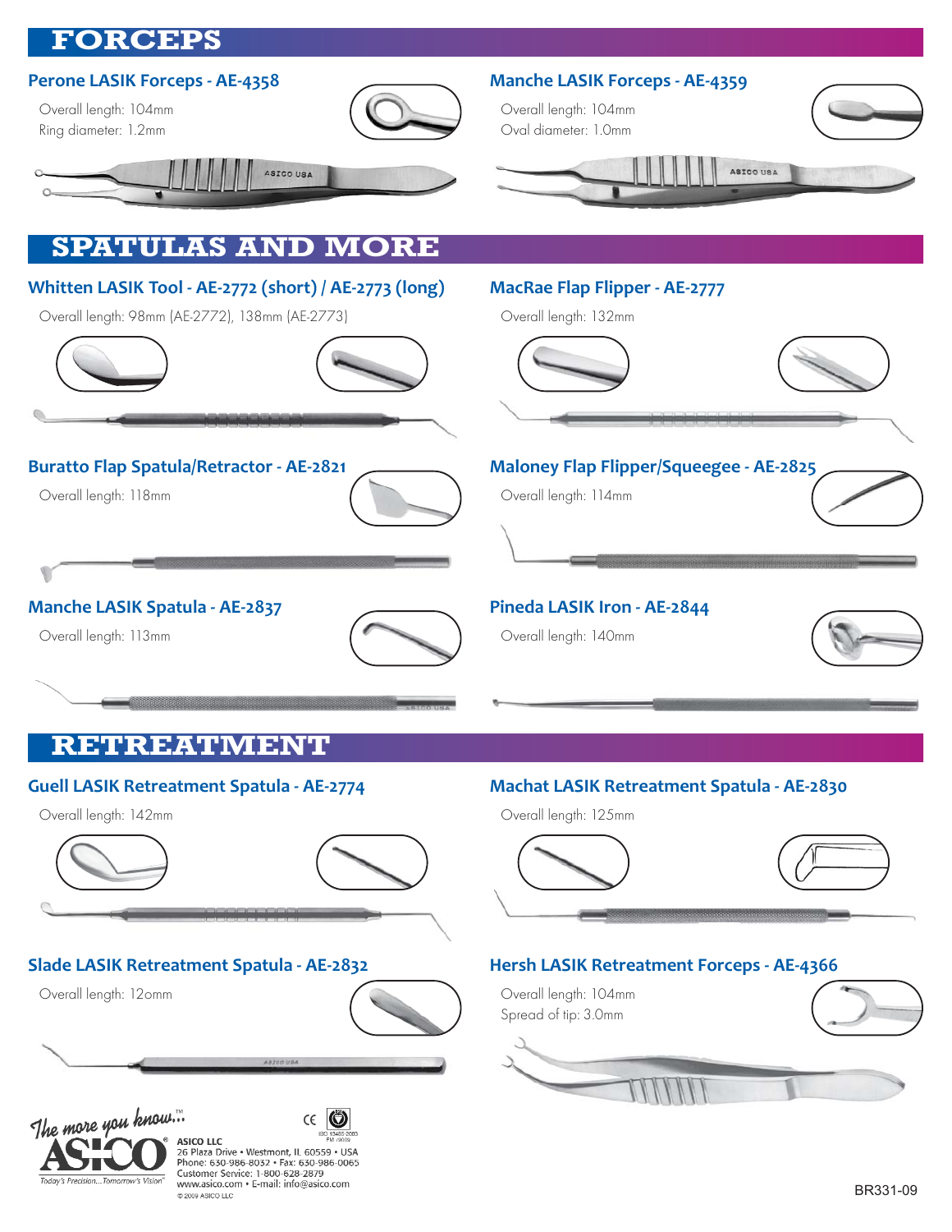# FORCEPS

### Perone LASIK Forceps - AE-4358

Overall length: 104mm
Ring diameter: 1.2mm

### Manche LASIK Forceps - AE-4359

Overall length: 104mm
Oval diameter: 1.0mm

# SPATULAS AND MORE

### Whitten LASIK Tool - AE-2772 (short) / AE-2773 (long)

Overall length: 98mm (AE-2772), 138mm (AE-2773)

### MacRae Flap Flipper - AE-2777

Overall length: 132mm

### Buratto Flap Spatula/Retractor - AE-2821

Overall length: 118mm

### Maloney Flap Flipper/Squeegee - AE-2825

Overall length: 114mm

### Manche LASIK Spatula - AE-2837

Overall length: 113mm

### Pineda LASIK Iron - AE-2844

Overall length: 140mm

# RETREATMENT

### Guell LASIK Retreatment Spatula - AE-2774

Overall length: 142mm

### Machat LASIK Retreatment Spatula - AE-2830

Overall length: 125mm

### Slade LASIK Retreatment Spatula - AE-2832

Overall length: 12omm

### Hersh LASIK Retreatment Forceps - AE-4366

Overall length: 104mm
Spread of tip: 3.0mm

*The more you know...*™

ASICO® Today's Precision...Tomorrow's Vision®

ISO 13485:2003 FM 79009

**ASICO LLC**
26 Plaza Drive • Westmont, IL 60559 • USA
Phone: 630-986-8032 • Fax: 630-986-0065
Customer Service: 1-800-628-2879
www.asico.com • E-mail: info@asico.com
© 2009 ASICO LLC

BR331-09